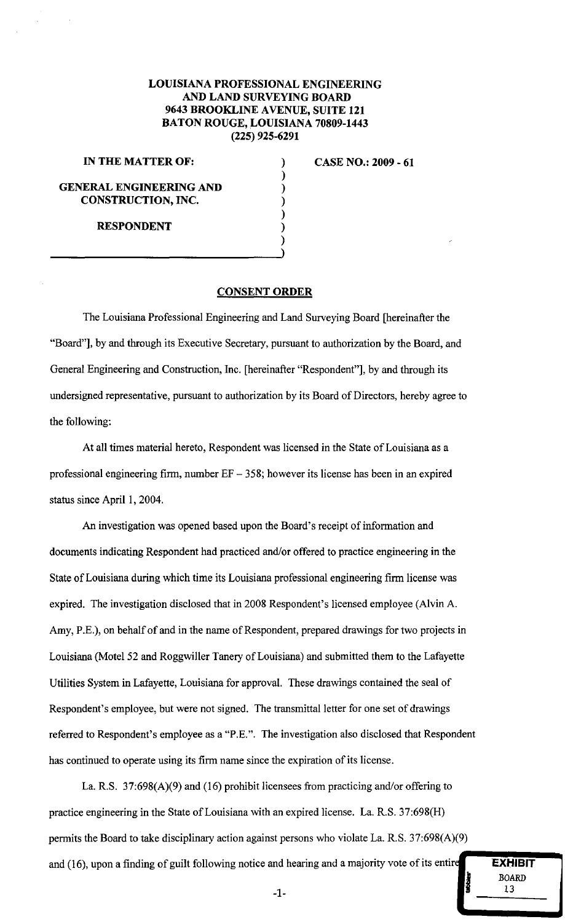**LOUISIANA PROFESSIONAL ENGINEERING AND LAND SURVEYING BOARD**
**9643 BROOKLINE AVENUE, SUITE 121**
**BATON ROUGE, LOUISIANA 70809-1443**
**(225) 925-6291**

**IN THE MATTER OF:**

**GENERAL ENGINEERING AND CONSTRUCTION, INC.**

**RESPONDENT**

**CASE NO.: 2009 - 61**

## CONSENT ORDER

The Louisiana Professional Engineering and Land Surveying Board [hereinafter the "Board"], by and through its Executive Secretary, pursuant to authorization by the Board, and General Engineering and Construction, Inc. [hereinafter "Respondent"], by and through its undersigned representative, pursuant to authorization by its Board of Directors, hereby agree to the following:

At all times material hereto, Respondent was licensed in the State of Louisiana as a professional engineering firm, number EF – 358; however its license has been in an expired status since April 1, 2004.

An investigation was opened based upon the Board's receipt of information and documents indicating Respondent had practiced and/or offered to practice engineering in the State of Louisiana during which time its Louisiana professional engineering firm license was expired. The investigation disclosed that in 2008 Respondent's licensed employee (Alvin A. Amy, P.E.), on behalf of and in the name of Respondent, prepared drawings for two projects in Louisiana (Motel 52 and Roggwiller Tanery of Louisiana) and submitted them to the Lafayette Utilities System in Lafayette, Louisiana for approval. These drawings contained the seal of Respondent's employee, but were not signed. The transmittal letter for one set of drawings referred to Respondent's employee as a "P.E.". The investigation also disclosed that Respondent has continued to operate using its firm name since the expiration of its license.

La. R.S. 37:698(A)(9) and (16) prohibit licensees from practicing and/or offering to practice engineering in the State of Louisiana with an expired license. La. R.S. 37:698(H) permits the Board to take disciplinary action against persons who violate La. R.S. 37:698(A)(9) and (16), upon a finding of guilt following notice and hearing and a majority vote of its entire

EXHIBIT
BOARD
13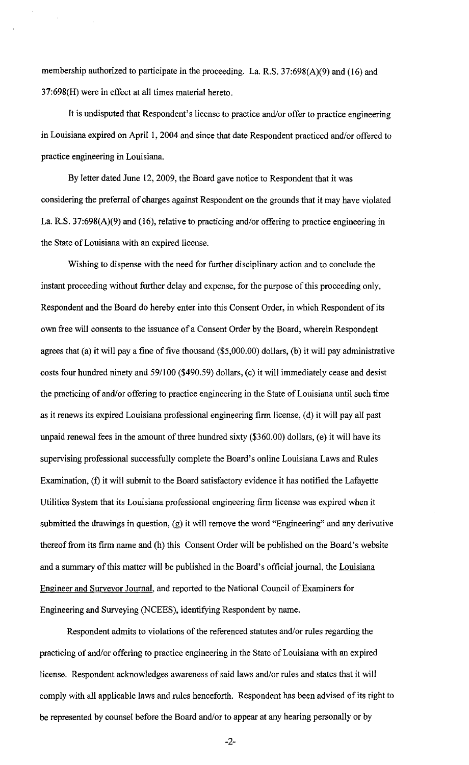membership authorized to participate in the proceeding. La. R.S. 37:698(A)(9) and (16) and 37:698(H) were in effect at all times material hereto.

It is undisputed that Respondent's license to practice and/or offer to practice engineering in Louisiana expired on April 1, 2004 and since that date Respondent practiced and/or offered to practice engineering in Louisiana.

By letter dated June 12, 2009, the Board gave notice to Respondent that it was considering the preferral of charges against Respondent on the grounds that it may have violated La. R.S. 37:698(A)(9) and (16), relative to practicing and/or offering to practice engineering in the State of Louisiana with an expired license.

Wishing to dispense with the need for further disciplinary action and to conclude the instant proceeding without further delay and expense, for the purpose of this proceeding only, Respondent and the Board do hereby enter into this Consent Order, in which Respondent of its own free will consents to the issuance of a Consent Order by the Board, wherein Respondent agrees that (a) it will pay a fine of five thousand ($5,000.00) dollars, (b) it will pay administrative costs four hundred ninety and 59/100 ($490.59) dollars, (c) it will immediately cease and desist the practicing of and/or offering to practice engineering in the State of Louisiana until such time as it renews its expired Louisiana professional engineering firm license, (d) it will pay all past unpaid renewal fees in the amount of three hundred sixty ($360.00) dollars, (e) it will have its supervising professional successfully complete the Board's online Louisiana Laws and Rules Examination, (f) it will submit to the Board satisfactory evidence it has notified the Lafayette Utilities System that its Louisiana professional engineering firm license was expired when it submitted the drawings in question, (g) it will remove the word "Engineering" and any derivative thereof from its firm name and (h) this Consent Order will be published on the Board's website and a summary of this matter will be published in the Board's official journal, the Louisiana Engineer and Surveyor Journal, and reported to the National Council of Examiners for Engineering and Surveying (NCEES), identifying Respondent by name.

Respondent admits to violations of the referenced statutes and/or rules regarding the practicing of and/or offering to practice engineering in the State of Louisiana with an expired license. Respondent acknowledges awareness of said laws and/or rules and states that it will comply with all applicable laws and rules henceforth. Respondent has been advised of its right to be represented by counsel before the Board and/or to appear at any hearing personally or by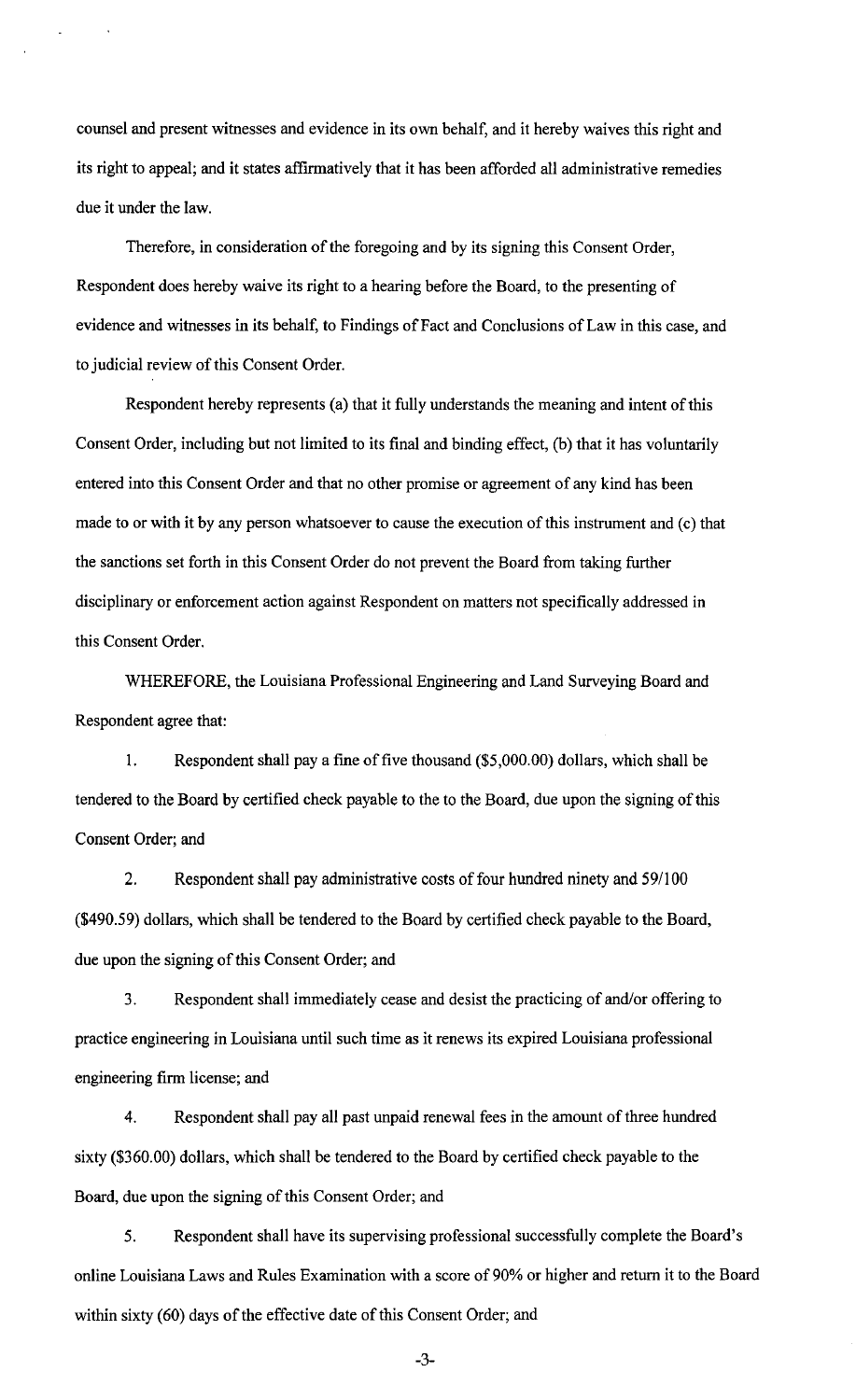counsel and present witnesses and evidence in its own behalf, and it hereby waives this right and its right to appeal; and it states affirmatively that it has been afforded all administrative remedies due it under the law.

Therefore, in consideration of the foregoing and by its signing this Consent Order, Respondent does hereby waive its right to a hearing before the Board, to the presenting of evidence and witnesses in its behalf, to Findings of Fact and Conclusions of Law in this case, and to judicial review of this Consent Order.

Respondent hereby represents (a) that it fully understands the meaning and intent of this Consent Order, including but not limited to its final and binding effect, (b) that it has voluntarily entered into this Consent Order and that no other promise or agreement of any kind has been made to or with it by any person whatsoever to cause the execution of this instrument and (c) that the sanctions set forth in this Consent Order do not prevent the Board from taking further disciplinary or enforcement action against Respondent on matters not specifically addressed in this Consent Order.

WHEREFORE, the Louisiana Professional Engineering and Land Surveying Board and Respondent agree that:

1. Respondent shall pay a fine of five thousand ($5,000.00) dollars, which shall be tendered to the Board by certified check payable to the to the Board, due upon the signing of this Consent Order; and

2. Respondent shall pay administrative costs of four hundred ninety and 59/100 ($490.59) dollars, which shall be tendered to the Board by certified check payable to the Board, due upon the signing of this Consent Order; and

3. Respondent shall immediately cease and desist the practicing of and/or offering to practice engineering in Louisiana until such time as it renews its expired Louisiana professional engineering firm license; and

4. Respondent shall pay all past unpaid renewal fees in the amount of three hundred sixty ($360.00) dollars, which shall be tendered to the Board by certified check payable to the Board, due upon the signing of this Consent Order; and

5. Respondent shall have its supervising professional successfully complete the Board's online Louisiana Laws and Rules Examination with a score of 90% or higher and return it to the Board within sixty (60) days of the effective date of this Consent Order; and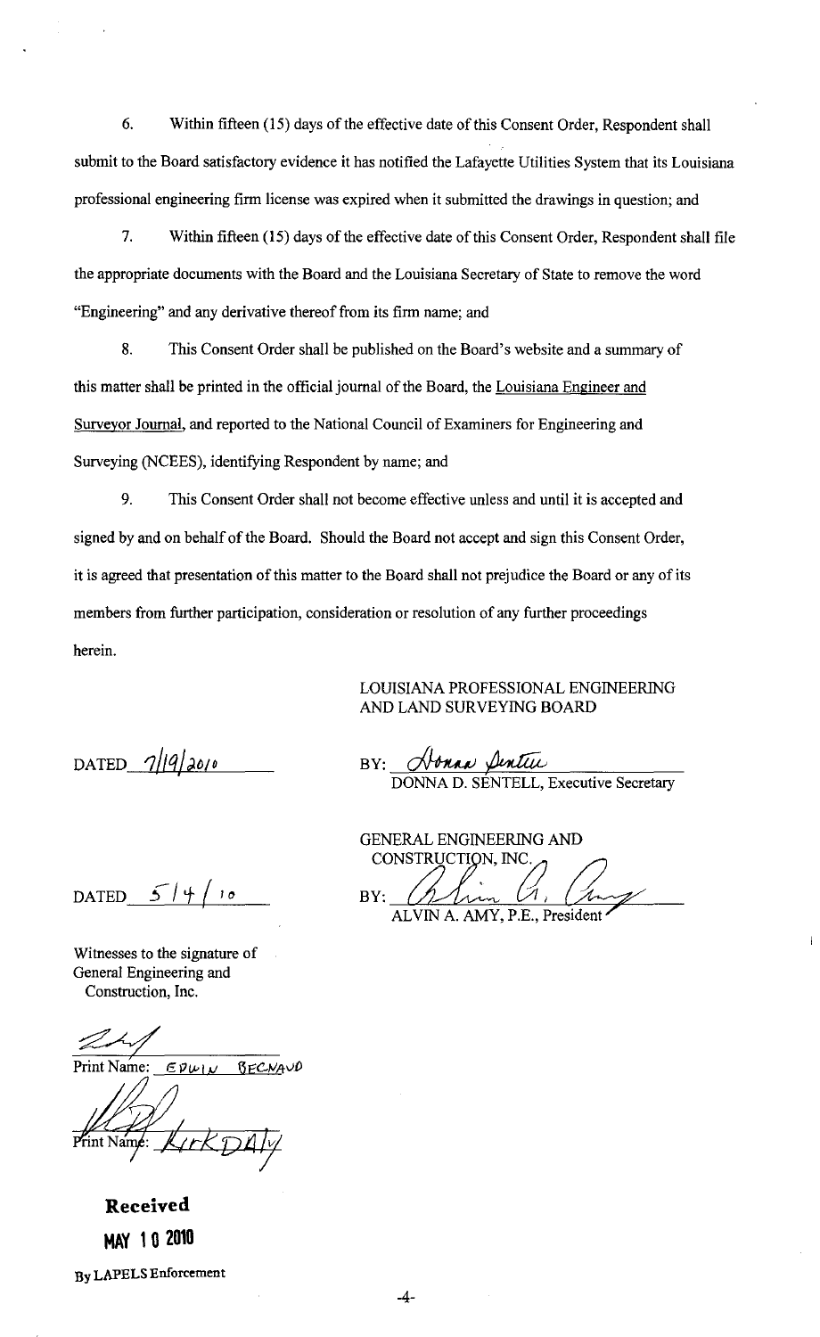6. Within fifteen (15) days of the effective date of this Consent Order, Respondent shall submit to the Board satisfactory evidence it has notified the Lafayette Utilities System that its Louisiana professional engineering firm license was expired when it submitted the drawings in question; and

7. Within fifteen (15) days of the effective date of this Consent Order, Respondent shall file the appropriate documents with the Board and the Louisiana Secretary of State to remove the word "Engineering" and any derivative thereof from its firm name; and

8. This Consent Order shall be published on the Board's website and a summary of this matter shall be printed in the official journal of the Board, the Louisiana Engineer and Surveyor Journal, and reported to the National Council of Examiners for Engineering and Surveying (NCEES), identifying Respondent by name; and

9. This Consent Order shall not become effective unless and until it is accepted and signed by and on behalf of the Board. Should the Board not accept and sign this Consent Order, it is agreed that presentation of this matter to the Board shall not prejudice the Board or any of its members from further participation, consideration or resolution of any further proceedings herein.

LOUISIANA PROFESSIONAL ENGINEERING AND LAND SURVEYING BOARD

DATED 7/19/2010

BY: Donna Sentell
DONNA D. SENTELL, Executive Secretary

GENERAL ENGINEERING AND CONSTRUCTION, INC.

DATED 5/4/10

BY: Alvin A. Amy
ALVIN A. AMY, P.E., President

Witnesses to the signature of General Engineering and Construction, Inc.

Print Name: EDWIN BECNAUD

Print Name: KIRK DALY

**Received**
**MAY 10 2010**
By LAPELS Enforcement